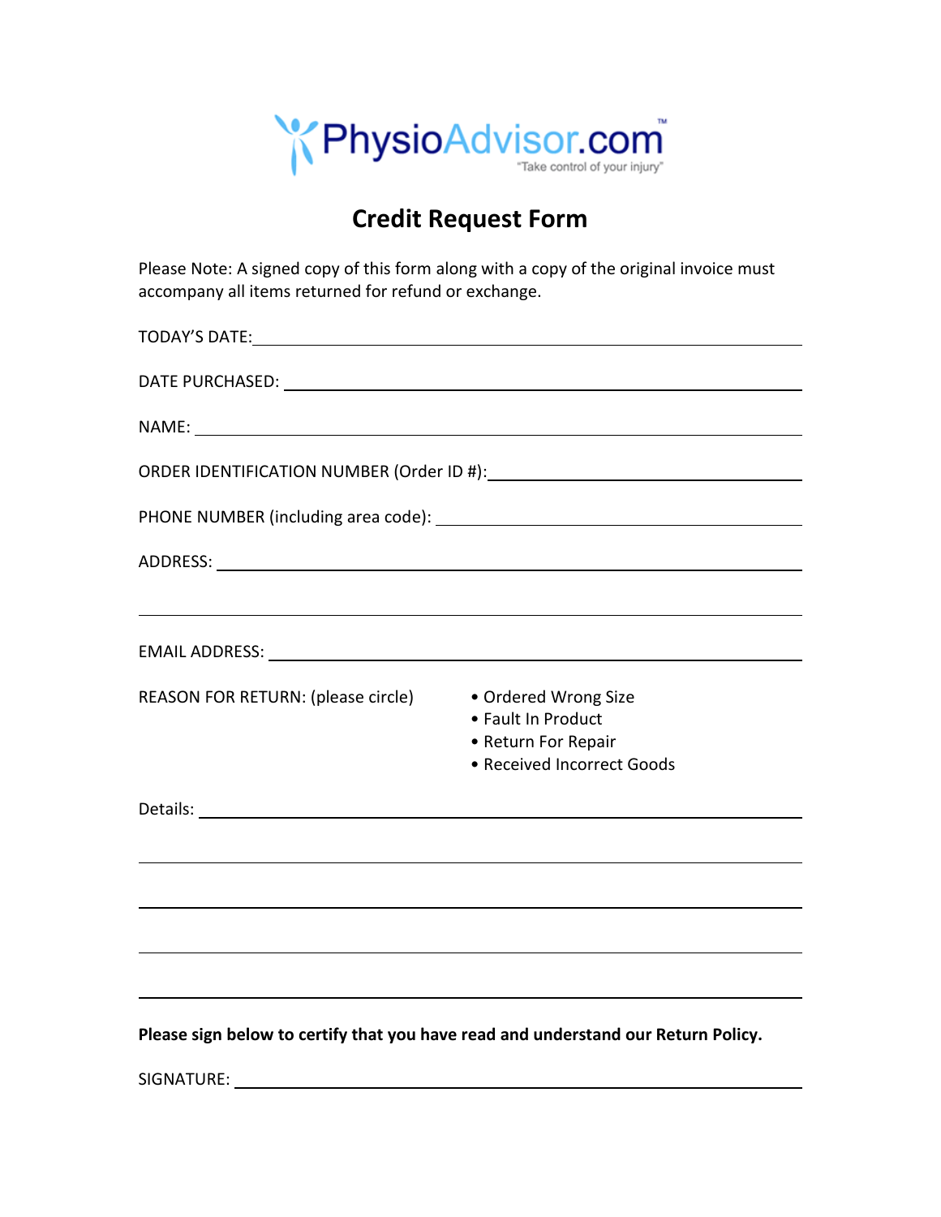PhysioAdvisor.com™

"Take control of your injury"

# Credit Request Form

Please Note: A signed copy of this form along with a copy of the original invoice must accompany all items returned for refund or exchange.

TODAY'S DATE: ________________________________

DATE PURCHASED: ________________________________

NAME: ________________________________

ORDER IDENTIFICATION NUMBER (Order ID #): ________________________________

PHONE NUMBER (including area code): ________________________________

ADDRESS: ________________________________

________________________________

EMAIL ADDRESS: ________________________________

REASON FOR RETURN: (please circle)

- Ordered Wrong Size
- Fault In Product
- Return For Repair
- Received Incorrect Goods

Details: ________________________________

________________________________

________________________________

________________________________

________________________________

**Please sign below to certify that you have read and understand our Return Policy.**

SIGNATURE: ________________________________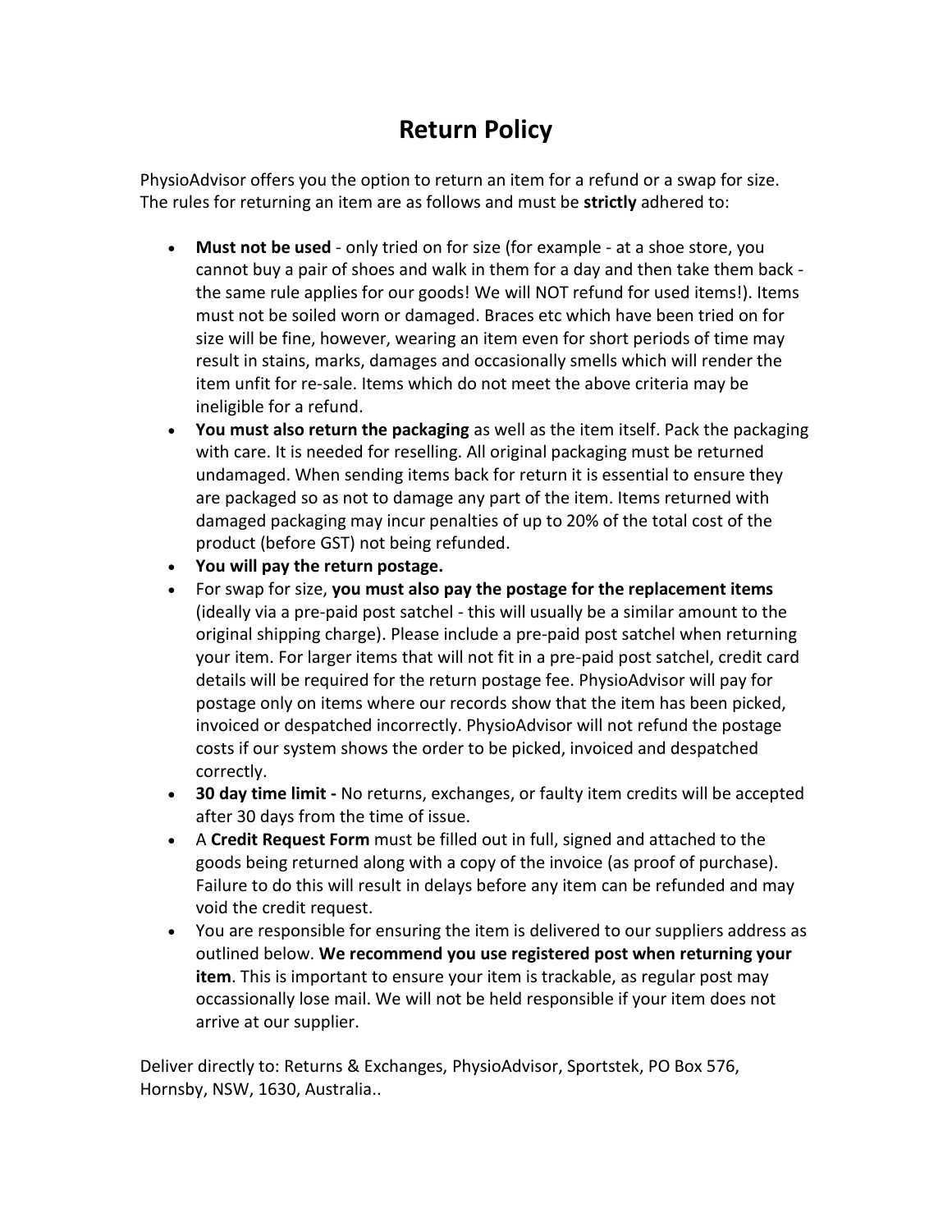# Return Policy

PhysioAdvisor offers you the option to return an item for a refund or a swap for size. The rules for returning an item are as follows and must be **strictly** adhered to:

- **Must not be used** - only tried on for size (for example - at a shoe store, you cannot buy a pair of shoes and walk in them for a day and then take them back - the same rule applies for our goods! We will NOT refund for used items!). Items must not be soiled worn or damaged. Braces etc which have been tried on for size will be fine, however, wearing an item even for short periods of time may result in stains, marks, damages and occasionally smells which will render the item unfit for re-sale. Items which do not meet the above criteria may be ineligible for a refund.
- **You must also return the packaging** as well as the item itself. Pack the packaging with care. It is needed for reselling. All original packaging must be returned undamaged. When sending items back for return it is essential to ensure they are packaged so as not to damage any part of the item. Items returned with damaged packaging may incur penalties of up to 20% of the total cost of the product (before GST) not being refunded.
- **You will pay the return postage.**
- For swap for size, **you must also pay the postage for the replacement items** (ideally via a pre-paid post satchel - this will usually be a similar amount to the original shipping charge). Please include a pre-paid post satchel when returning your item. For larger items that will not fit in a pre-paid post satchel, credit card details will be required for the return postage fee. PhysioAdvisor will pay for postage only on items where our records show that the item has been picked, invoiced or despatched incorrectly. PhysioAdvisor will not refund the postage costs if our system shows the order to be picked, invoiced and despatched correctly.
- **30 day time limit -** No returns, exchanges, or faulty item credits will be accepted after 30 days from the time of issue.
- A **Credit Request Form** must be filled out in full, signed and attached to the goods being returned along with a copy of the invoice (as proof of purchase). Failure to do this will result in delays before any item can be refunded and may void the credit request.
- You are responsible for ensuring the item is delivered to our suppliers address as outlined below. **We recommend you use registered post when returning your item**. This is important to ensure your item is trackable, as regular post may occassionally lose mail. We will not be held responsible if your item does not arrive at our supplier.

Deliver directly to: Returns & Exchanges, PhysioAdvisor, Sportstek, PO Box 576, Hornsby, NSW, 1630, Australia..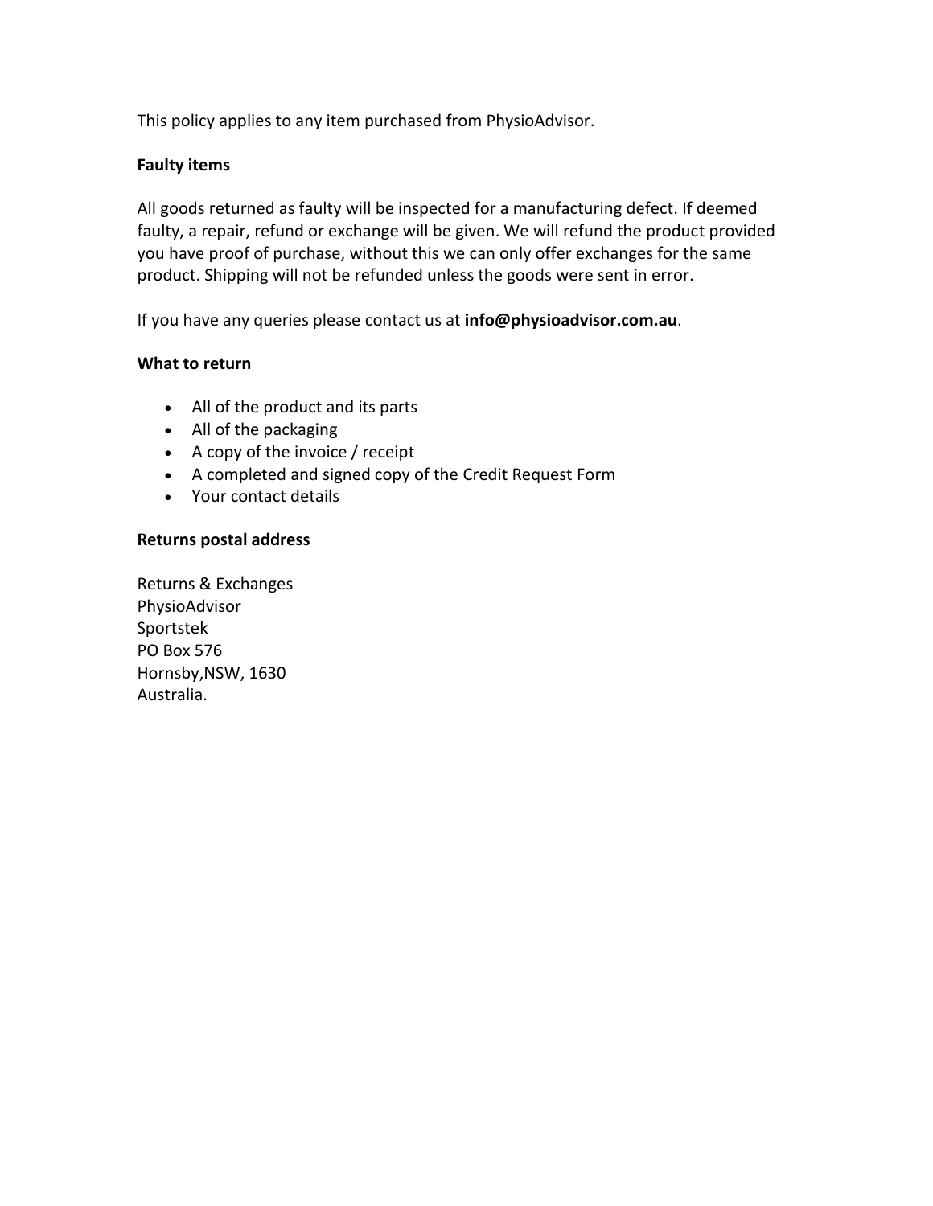This policy applies to any item purchased from PhysioAdvisor.

**Faulty items**

All goods returned as faulty will be inspected for a manufacturing defect. If deemed faulty, a repair, refund or exchange will be given. We will refund the product provided you have proof of purchase, without this we can only offer exchanges for the same product. Shipping will not be refunded unless the goods were sent in error.

If you have any queries please contact us at **info@physioadvisor.com.au**.

**What to return**

- All of the product and its parts
- All of the packaging
- A copy of the invoice / receipt
- A completed and signed copy of the Credit Request Form
- Your contact details

**Returns postal address**

Returns & Exchanges
PhysioAdvisor
Sportstek
PO Box 576
Hornsby,NSW, 1630
Australia.